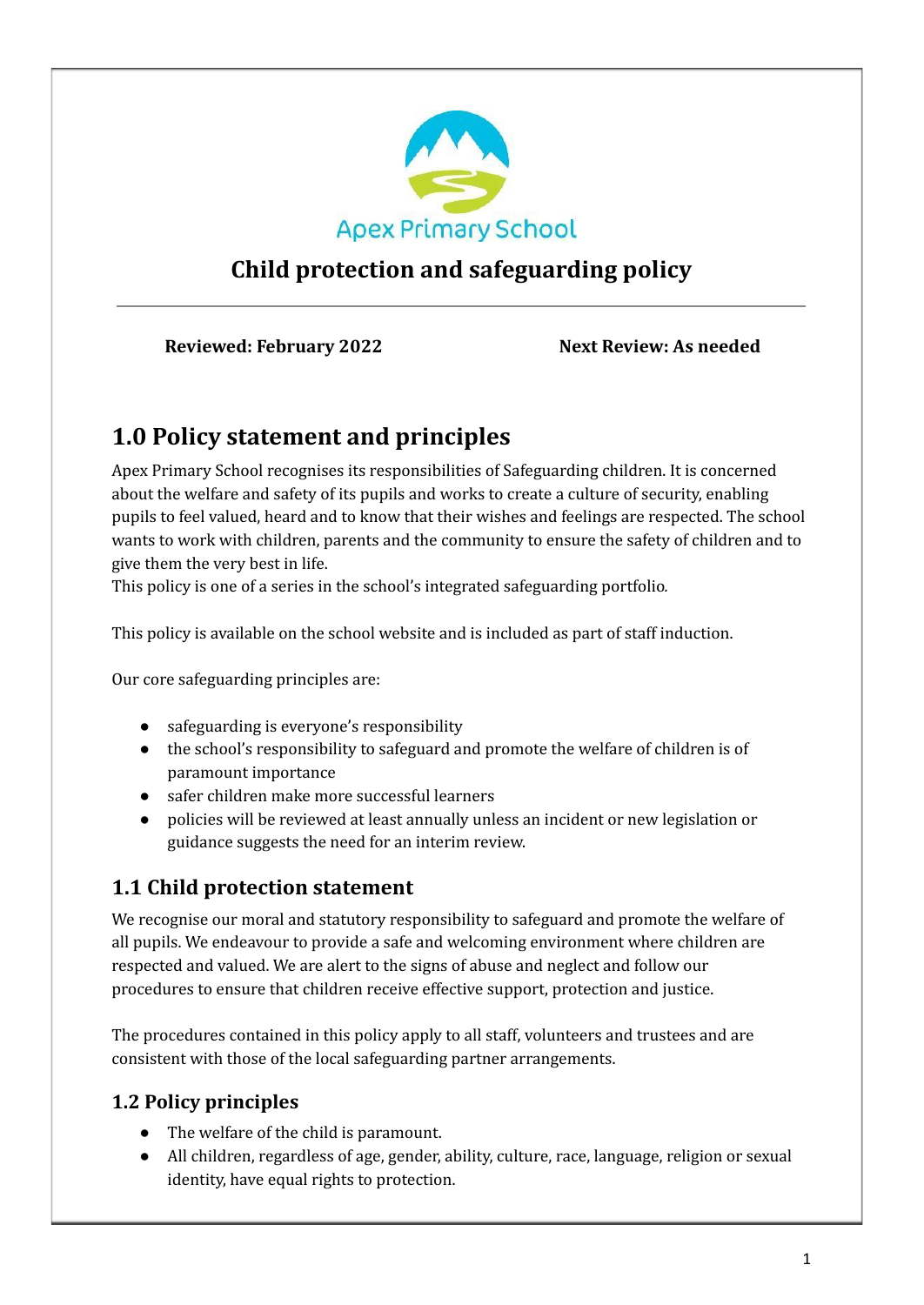Apex Primary School

# Child protection and safeguarding policy

**Reviewed: February 2022** **Next Review: As needed**

## 1.0 Policy statement and principles

Apex Primary School recognises its responsibilities of Safeguarding children. It is concerned about the welfare and safety of its pupils and works to create a culture of security, enabling pupils to feel valued, heard and to know that their wishes and feelings are respected. The school wants to work with children, parents and the community to ensure the safety of children and to give them the very best in life.
This policy is one of a series in the school's integrated safeguarding portfolio*.*

This policy is available on the school website and is included as part of staff induction.

Our core safeguarding principles are:

- safeguarding is everyone's responsibility
- the school's responsibility to safeguard and promote the welfare of children is of paramount importance
- safer children make more successful learners
- policies will be reviewed at least annually unless an incident or new legislation or guidance suggests the need for an interim review.

### 1.1 Child protection statement

We recognise our moral and statutory responsibility to safeguard and promote the welfare of all pupils. We endeavour to provide a safe and welcoming environment where children are respected and valued. We are alert to the signs of abuse and neglect and follow our procedures to ensure that children receive effective support, protection and justice.

The procedures contained in this policy apply to all staff, volunteers and trustees and are consistent with those of the local safeguarding partner arrangements.

### 1.2 Policy principles

- The welfare of the child is paramount.
- All children, regardless of age, gender, ability, culture, race, language, religion or sexual identity, have equal rights to protection.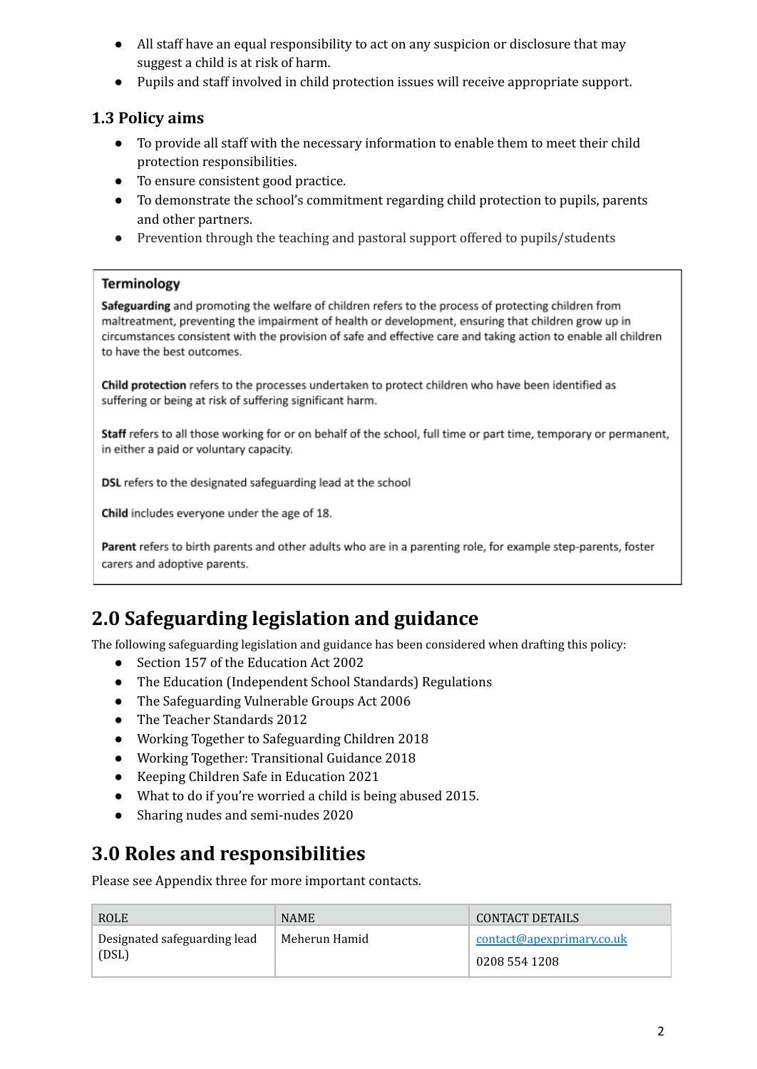- All staff have an equal responsibility to act on any suspicion or disclosure that may suggest a child is at risk of harm.
- Pupils and staff involved in child protection issues will receive appropriate support.

### 1.3 Policy aims

- To provide all staff with the necessary information to enable them to meet their child protection responsibilities.
- To ensure consistent good practice.
- To demonstrate the school's commitment regarding child protection to pupils, parents and other partners.
- Prevention through the teaching and pastoral support offered to pupils/students

**Terminology**

**Safeguarding** and promoting the welfare of children refers to the process of protecting children from maltreatment, preventing the impairment of health or development, ensuring that children grow up in circumstances consistent with the provision of safe and effective care and taking action to enable all children to have the best outcomes.

**Child protection** refers to the processes undertaken to protect children who have been identified as suffering or being at risk of suffering significant harm.

**Staff** refers to all those working for or on behalf of the school, full time or part time, temporary or permanent, in either a paid or voluntary capacity.

**DSL** refers to the designated safeguarding lead at the school

**Child** includes everyone under the age of 18.

**Parent** refers to birth parents and other adults who are in a parenting role, for example step-parents, foster carers and adoptive parents.

## 2.0 Safeguarding legislation and guidance

The following safeguarding legislation and guidance has been considered when drafting this policy:

- Section 157 of the Education Act 2002
- The Education (Independent School Standards) Regulations
- The Safeguarding Vulnerable Groups Act 2006
- The Teacher Standards 2012
- Working Together to Safeguarding Children 2018
- Working Together: Transitional Guidance 2018
- Keeping Children Safe in Education 2021
- What to do if you're worried a child is being abused 2015.
- Sharing nudes and semi-nudes 2020

## 3.0 Roles and responsibilities

Please see Appendix three for more important contacts.

| ROLE | NAME | CONTACT DETAILS |
|---|---|---|
| Designated safeguarding lead (DSL) | Meherun Hamid | contact@apexprimary.co.uk<br>0208 554 1208 |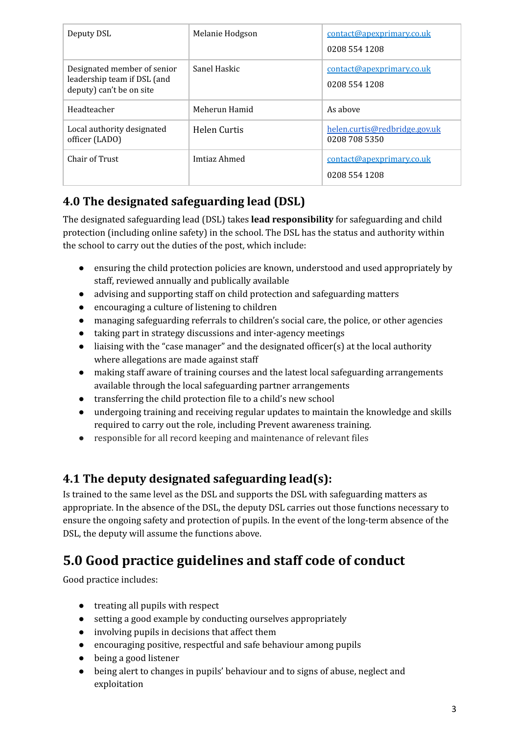| | | |
|---|---|---|
| Deputy DSL | Melanie Hodgson | contact@apexprimary.co.uk<br>0208 554 1208 |
| Designated member of senior leadership team if DSL (and deputy) can't be on site | Sanel Haskic | contact@apexprimary.co.uk<br>0208 554 1208 |
| Headteacher | Meherun Hamid | As above |
| Local authority designated officer (LADO) | Helen Curtis | helen.curtis@redbridge.gov.uk<br>0208 708 5350 |
| Chair of Trust | Imtiaz Ahmed | contact@apexprimary.co.uk<br>0208 554 1208 |

## 4.0 The designated safeguarding lead (DSL)

The designated safeguarding lead (DSL) takes **lead responsibility** for safeguarding and child protection (including online safety) in the school. The DSL has the status and authority within the school to carry out the duties of the post, which include:

- ensuring the child protection policies are known, understood and used appropriately by staff, reviewed annually and publically available
- advising and supporting staff on child protection and safeguarding matters
- encouraging a culture of listening to children
- managing safeguarding referrals to children's social care, the police, or other agencies
- taking part in strategy discussions and inter-agency meetings
- liaising with the "case manager" and the designated officer(s) at the local authority where allegations are made against staff
- making staff aware of training courses and the latest local safeguarding arrangements available through the local safeguarding partner arrangements
- transferring the child protection file to a child's new school
- undergoing training and receiving regular updates to maintain the knowledge and skills required to carry out the role, including Prevent awareness training.
- responsible for all record keeping and maintenance of relevant files

## 4.1 The deputy designated safeguarding lead(s):

Is trained to the same level as the DSL and supports the DSL with safeguarding matters as appropriate. In the absence of the DSL, the deputy DSL carries out those functions necessary to ensure the ongoing safety and protection of pupils. In the event of the long-term absence of the DSL, the deputy will assume the functions above.

# 5.0 Good practice guidelines and staff code of conduct

Good practice includes:

- treating all pupils with respect
- setting a good example by conducting ourselves appropriately
- involving pupils in decisions that affect them
- encouraging positive, respectful and safe behaviour among pupils
- being a good listener
- being alert to changes in pupils' behaviour and to signs of abuse, neglect and exploitation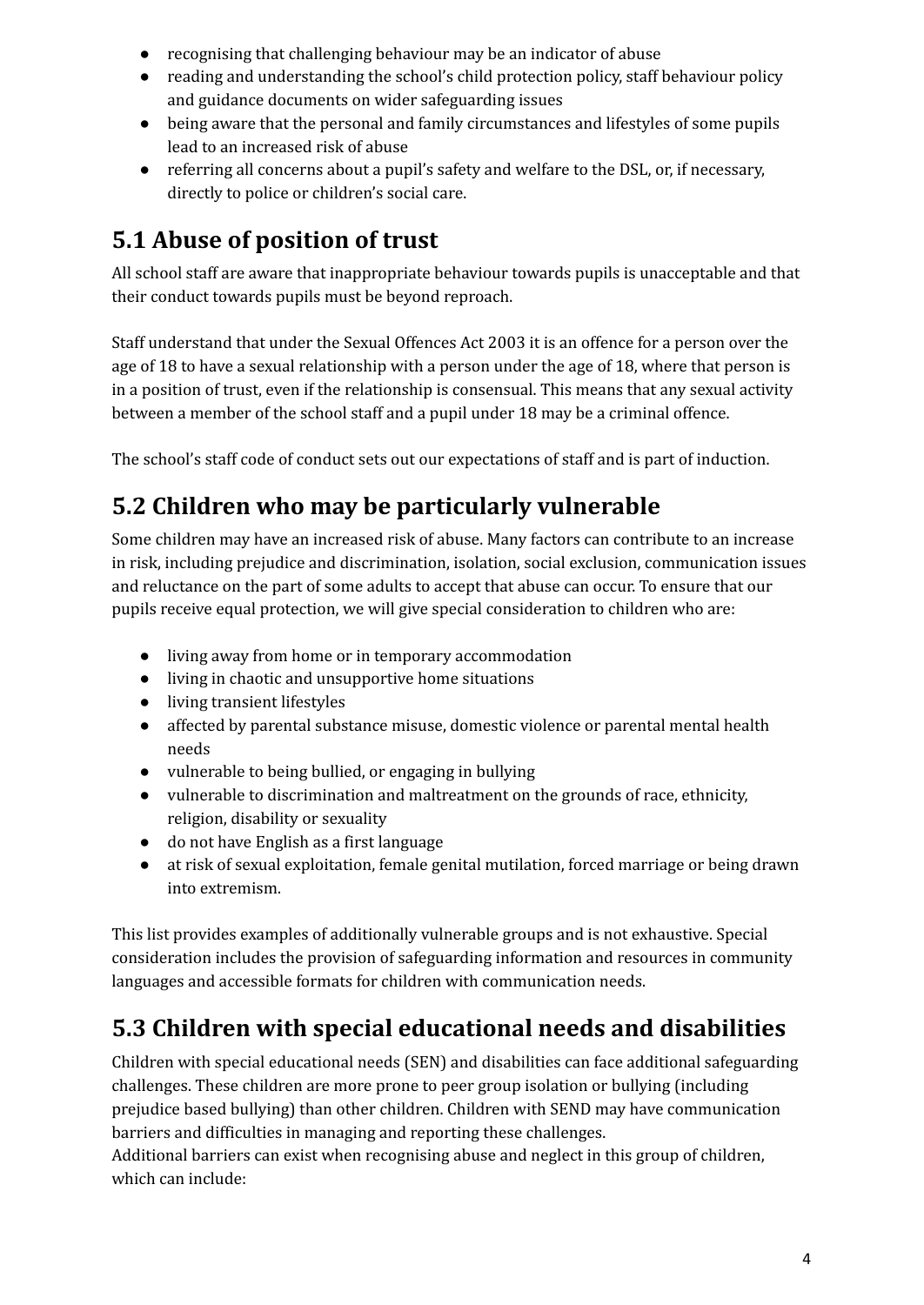- recognising that challenging behaviour may be an indicator of abuse
- reading and understanding the school's child protection policy, staff behaviour policy and guidance documents on wider safeguarding issues
- being aware that the personal and family circumstances and lifestyles of some pupils lead to an increased risk of abuse
- referring all concerns about a pupil's safety and welfare to the DSL, or, if necessary, directly to police or children's social care.

## 5.1 Abuse of position of trust

All school staff are aware that inappropriate behaviour towards pupils is unacceptable and that their conduct towards pupils must be beyond reproach.

Staff understand that under the Sexual Offences Act 2003 it is an offence for a person over the age of 18 to have a sexual relationship with a person under the age of 18, where that person is in a position of trust, even if the relationship is consensual. This means that any sexual activity between a member of the school staff and a pupil under 18 may be a criminal offence.

The school's staff code of conduct sets out our expectations of staff and is part of induction.

## 5.2 Children who may be particularly vulnerable

Some children may have an increased risk of abuse. Many factors can contribute to an increase in risk, including prejudice and discrimination, isolation, social exclusion, communication issues and reluctance on the part of some adults to accept that abuse can occur. To ensure that our pupils receive equal protection, we will give special consideration to children who are:

- living away from home or in temporary accommodation
- living in chaotic and unsupportive home situations
- living transient lifestyles
- affected by parental substance misuse, domestic violence or parental mental health needs
- vulnerable to being bullied, or engaging in bullying
- vulnerable to discrimination and maltreatment on the grounds of race, ethnicity, religion, disability or sexuality
- do not have English as a first language
- at risk of sexual exploitation, female genital mutilation, forced marriage or being drawn into extremism.

This list provides examples of additionally vulnerable groups and is not exhaustive. Special consideration includes the provision of safeguarding information and resources in community languages and accessible formats for children with communication needs.

## 5.3 Children with special educational needs and disabilities

Children with special educational needs (SEN) and disabilities can face additional safeguarding challenges. These children are more prone to peer group isolation or bullying (including prejudice based bullying) than other children. Children with SEND may have communication barriers and difficulties in managing and reporting these challenges.
Additional barriers can exist when recognising abuse and neglect in this group of children, which can include: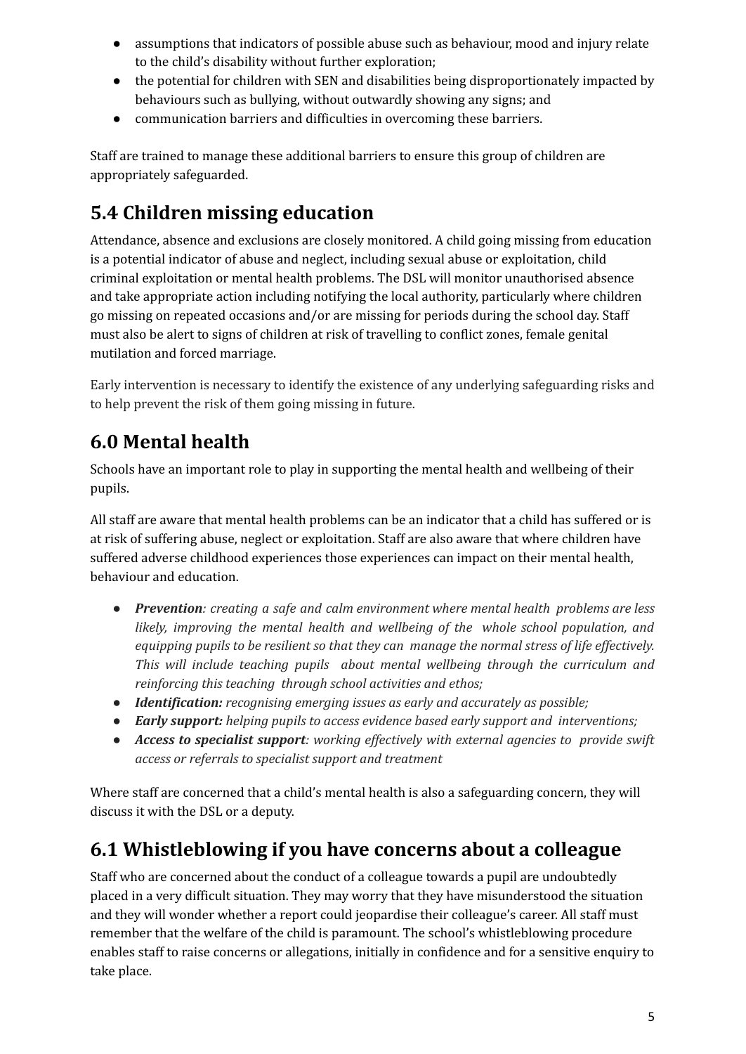- assumptions that indicators of possible abuse such as behaviour, mood and injury relate to the child's disability without further exploration;
- the potential for children with SEN and disabilities being disproportionately impacted by behaviours such as bullying, without outwardly showing any signs; and
- communication barriers and difficulties in overcoming these barriers.

Staff are trained to manage these additional barriers to ensure this group of children are appropriately safeguarded.

## 5.4 Children missing education

Attendance, absence and exclusions are closely monitored. A child going missing from education is a potential indicator of abuse and neglect, including sexual abuse or exploitation, child criminal exploitation or mental health problems. The DSL will monitor unauthorised absence and take appropriate action including notifying the local authority, particularly where children go missing on repeated occasions and/or are missing for periods during the school day. Staff must also be alert to signs of children at risk of travelling to conflict zones, female genital mutilation and forced marriage.

Early intervention is necessary to identify the existence of any underlying safeguarding risks and to help prevent the risk of them going missing in future.

## 6.0 Mental health

Schools have an important role to play in supporting the mental health and wellbeing of their pupils.

All staff are aware that mental health problems can be an indicator that a child has suffered or is at risk of suffering abuse, neglect or exploitation. Staff are also aware that where children have suffered adverse childhood experiences those experiences can impact on their mental health, behaviour and education.

- ***Prevention****: creating a safe and calm environment where mental health problems are less likely, improving the mental health and wellbeing of the whole school population, and equipping pupils to be resilient so that they can manage the normal stress of life effectively. This will include teaching pupils about mental wellbeing through the curriculum and reinforcing this teaching through school activities and ethos;*
- ***Identification:*** *recognising emerging issues as early and accurately as possible;*
- ***Early support:*** *helping pupils to access evidence based early support and interventions;*
- ***Access to specialist support****: working effectively with external agencies to provide swift access or referrals to specialist support and treatment*

Where staff are concerned that a child's mental health is also a safeguarding concern, they will discuss it with the DSL or a deputy.

## 6.1 Whistleblowing if you have concerns about a colleague

Staff who are concerned about the conduct of a colleague towards a pupil are undoubtedly placed in a very difficult situation. They may worry that they have misunderstood the situation and they will wonder whether a report could jeopardise their colleague's career. All staff must remember that the welfare of the child is paramount. The school's whistleblowing procedure enables staff to raise concerns or allegations, initially in confidence and for a sensitive enquiry to take place.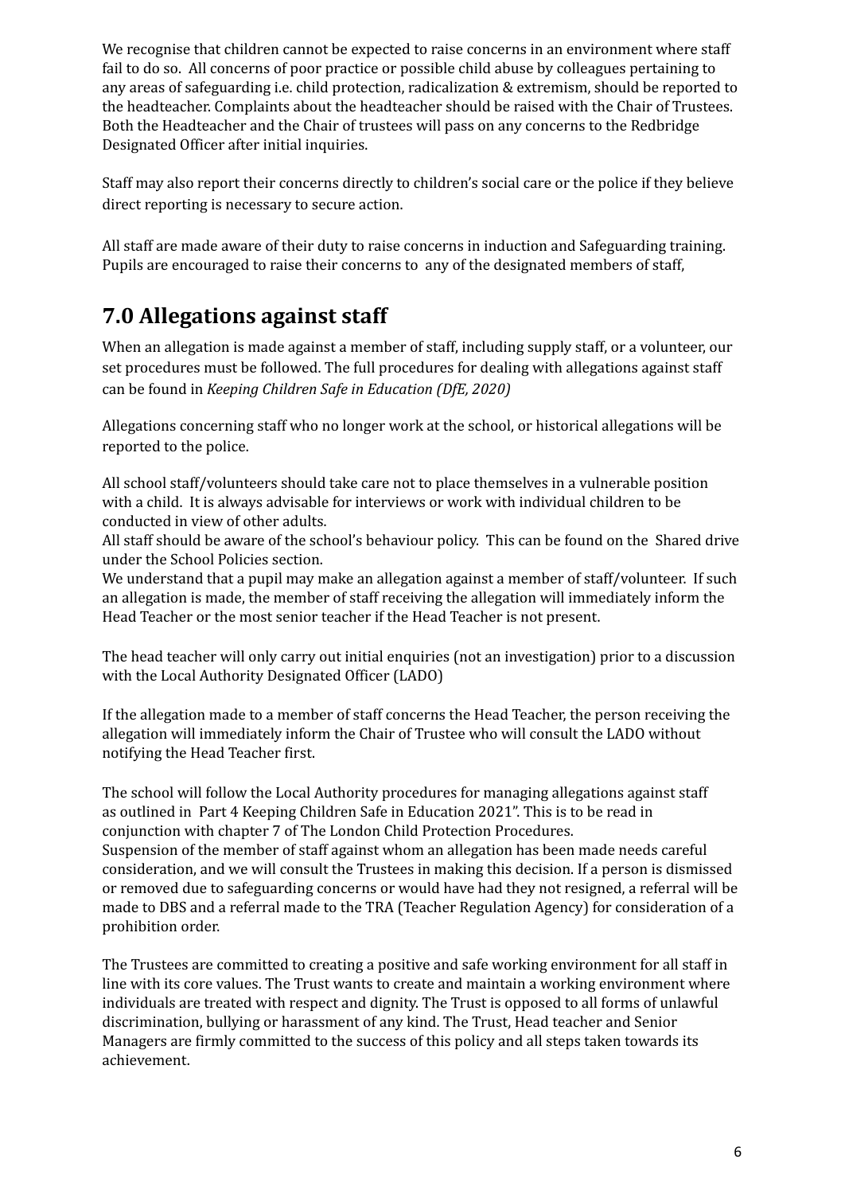We recognise that children cannot be expected to raise concerns in an environment where staff fail to do so. All concerns of poor practice or possible child abuse by colleagues pertaining to any areas of safeguarding i.e. child protection, radicalization & extremism, should be reported to the headteacher. Complaints about the headteacher should be raised with the Chair of Trustees. Both the Headteacher and the Chair of trustees will pass on any concerns to the Redbridge Designated Officer after initial inquiries.

Staff may also report their concerns directly to children's social care or the police if they believe direct reporting is necessary to secure action.

All staff are made aware of their duty to raise concerns in induction and Safeguarding training. Pupils are encouraged to raise their concerns to any of the designated members of staff,

## 7.0 Allegations against staff

When an allegation is made against a member of staff, including supply staff, or a volunteer, our set procedures must be followed. The full procedures for dealing with allegations against staff can be found in *Keeping Children Safe in Education (DfE, 2020)*

Allegations concerning staff who no longer work at the school, or historical allegations will be reported to the police.

All school staff/volunteers should take care not to place themselves in a vulnerable position with a child. It is always advisable for interviews or work with individual children to be conducted in view of other adults.
All staff should be aware of the school's behaviour policy. This can be found on the Shared drive under the School Policies section.
We understand that a pupil may make an allegation against a member of staff/volunteer. If such an allegation is made, the member of staff receiving the allegation will immediately inform the Head Teacher or the most senior teacher if the Head Teacher is not present.

The head teacher will only carry out initial enquiries (not an investigation) prior to a discussion with the Local Authority Designated Officer (LADO)

If the allegation made to a member of staff concerns the Head Teacher, the person receiving the allegation will immediately inform the Chair of Trustee who will consult the LADO without notifying the Head Teacher first.

The school will follow the Local Authority procedures for managing allegations against staff as outlined in Part 4 Keeping Children Safe in Education 2021". This is to be read in conjunction with chapter 7 of The London Child Protection Procedures.
Suspension of the member of staff against whom an allegation has been made needs careful consideration, and we will consult the Trustees in making this decision. If a person is dismissed or removed due to safeguarding concerns or would have had they not resigned, a referral will be made to DBS and a referral made to the TRA (Teacher Regulation Agency) for consideration of a prohibition order.

The Trustees are committed to creating a positive and safe working environment for all staff in line with its core values. The Trust wants to create and maintain a working environment where individuals are treated with respect and dignity. The Trust is opposed to all forms of unlawful discrimination, bullying or harassment of any kind. The Trust, Head teacher and Senior Managers are firmly committed to the success of this policy and all steps taken towards its achievement.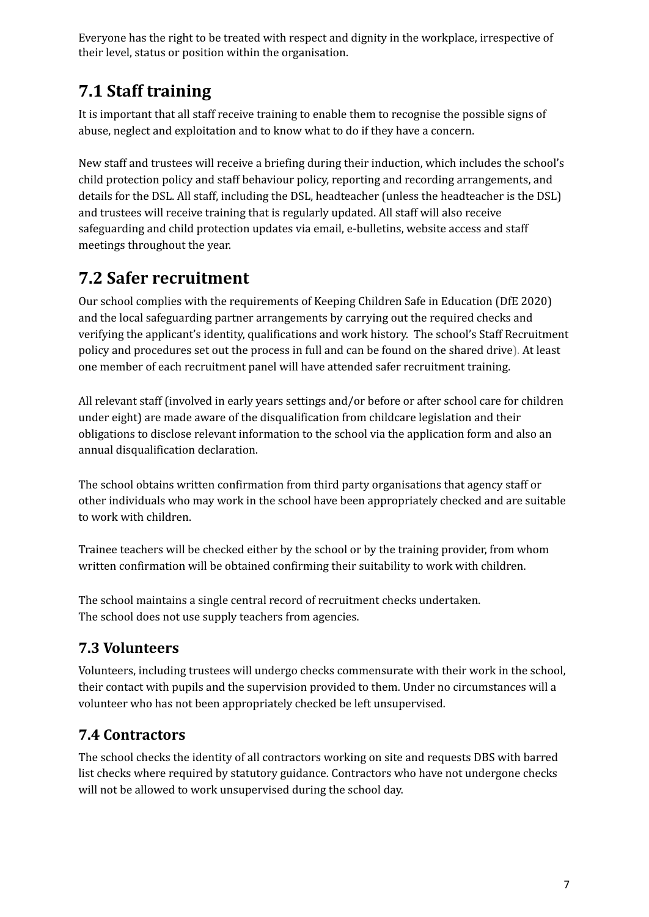Everyone has the right to be treated with respect and dignity in the workplace, irrespective of their level, status or position within the organisation.

## 7.1 Staff training

It is important that all staff receive training to enable them to recognise the possible signs of abuse, neglect and exploitation and to know what to do if they have a concern.

New staff and trustees will receive a briefing during their induction, which includes the school's child protection policy and staff behaviour policy, reporting and recording arrangements, and details for the DSL. All staff, including the DSL, headteacher (unless the headteacher is the DSL) and trustees will receive training that is regularly updated. All staff will also receive safeguarding and child protection updates via email, e-bulletins, website access and staff meetings throughout the year.

## 7.2 Safer recruitment

Our school complies with the requirements of Keeping Children Safe in Education (DfE 2020) and the local safeguarding partner arrangements by carrying out the required checks and verifying the applicant's identity, qualifications and work history. The school's Staff Recruitment policy and procedures set out the process in full and can be found on the shared drive). At least one member of each recruitment panel will have attended safer recruitment training.

All relevant staff (involved in early years settings and/or before or after school care for children under eight) are made aware of the disqualification from childcare legislation and their obligations to disclose relevant information to the school via the application form and also an annual disqualification declaration.

The school obtains written confirmation from third party organisations that agency staff or other individuals who may work in the school have been appropriately checked and are suitable to work with children.

Trainee teachers will be checked either by the school or by the training provider, from whom written confirmation will be obtained confirming their suitability to work with children.

The school maintains a single central record of recruitment checks undertaken.
The school does not use supply teachers from agencies.

### 7.3 Volunteers

Volunteers, including trustees will undergo checks commensurate with their work in the school, their contact with pupils and the supervision provided to them. Under no circumstances will a volunteer who has not been appropriately checked be left unsupervised.

### 7.4 Contractors

The school checks the identity of all contractors working on site and requests DBS with barred list checks where required by statutory guidance. Contractors who have not undergone checks will not be allowed to work unsupervised during the school day.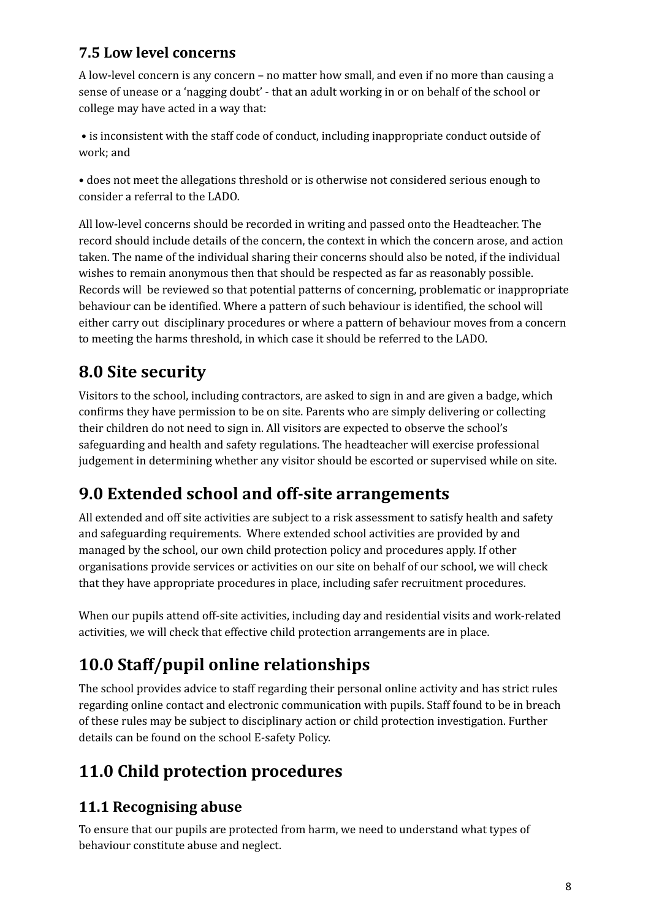### 7.5 Low level concerns

A low-level concern is any concern – no matter how small, and even if no more than causing a sense of unease or a 'nagging doubt' - that an adult working in or on behalf of the school or college may have acted in a way that:

- is inconsistent with the staff code of conduct, including inappropriate conduct outside of work; and
- does not meet the allegations threshold or is otherwise not considered serious enough to consider a referral to the LADO.

All low-level concerns should be recorded in writing and passed onto the Headteacher. The record should include details of the concern, the context in which the concern arose, and action taken. The name of the individual sharing their concerns should also be noted, if the individual wishes to remain anonymous then that should be respected as far as reasonably possible. Records will be reviewed so that potential patterns of concerning, problematic or inappropriate behaviour can be identified. Where a pattern of such behaviour is identified, the school will either carry out disciplinary procedures or where a pattern of behaviour moves from a concern to meeting the harms threshold, in which case it should be referred to the LADO.

## 8.0 Site security

Visitors to the school, including contractors, are asked to sign in and are given a badge, which confirms they have permission to be on site. Parents who are simply delivering or collecting their children do not need to sign in. All visitors are expected to observe the school's safeguarding and health and safety regulations. The headteacher will exercise professional judgement in determining whether any visitor should be escorted or supervised while on site.

## 9.0 Extended school and off-site arrangements

All extended and off site activities are subject to a risk assessment to satisfy health and safety and safeguarding requirements. Where extended school activities are provided by and managed by the school, our own child protection policy and procedures apply. If other organisations provide services or activities on our site on behalf of our school, we will check that they have appropriate procedures in place, including safer recruitment procedures.

When our pupils attend off-site activities, including day and residential visits and work-related activities, we will check that effective child protection arrangements are in place.

## 10.0 Staff/pupil online relationships

The school provides advice to staff regarding their personal online activity and has strict rules regarding online contact and electronic communication with pupils. Staff found to be in breach of these rules may be subject to disciplinary action or child protection investigation. Further details can be found on the school E-safety Policy.

## 11.0 Child protection procedures

### 11.1 Recognising abuse

To ensure that our pupils are protected from harm, we need to understand what types of behaviour constitute abuse and neglect.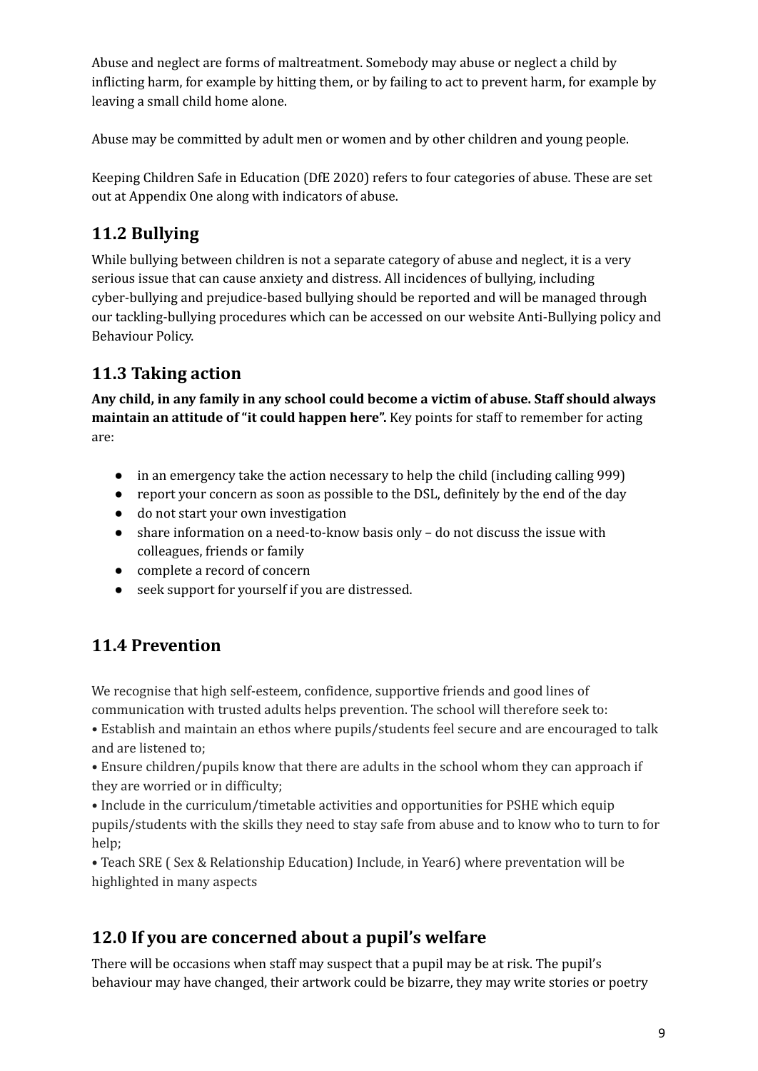Abuse and neglect are forms of maltreatment. Somebody may abuse or neglect a child by inflicting harm, for example by hitting them, or by failing to act to prevent harm, for example by leaving a small child home alone.

Abuse may be committed by adult men or women and by other children and young people.

Keeping Children Safe in Education (DfE 2020) refers to four categories of abuse. These are set out at Appendix One along with indicators of abuse.

## 11.2 Bullying

While bullying between children is not a separate category of abuse and neglect, it is a very serious issue that can cause anxiety and distress. All incidences of bullying, including cyber-bullying and prejudice-based bullying should be reported and will be managed through our tackling-bullying procedures which can be accessed on our website Anti-Bullying policy and Behaviour Policy.

## 11.3 Taking action

**Any child, in any family in any school could become a victim of abuse. Staff should always maintain an attitude of "it could happen here".** Key points for staff to remember for acting are:

- in an emergency take the action necessary to help the child (including calling 999)
- report your concern as soon as possible to the DSL, definitely by the end of the day
- do not start your own investigation
- share information on a need-to-know basis only – do not discuss the issue with colleagues, friends or family
- complete a record of concern
- seek support for yourself if you are distressed.

## 11.4 Prevention

We recognise that high self-esteem, confidence, supportive friends and good lines of communication with trusted adults helps prevention. The school will therefore seek to:

• Establish and maintain an ethos where pupils/students feel secure and are encouraged to talk and are listened to;

• Ensure children/pupils know that there are adults in the school whom they can approach if they are worried or in difficulty;

• Include in the curriculum/timetable activities and opportunities for PSHE which equip pupils/students with the skills they need to stay safe from abuse and to know who to turn to for help;

• Teach SRE ( Sex & Relationship Education) Include, in Year6) where preventation will be highlighted in many aspects

## 12.0 If you are concerned about a pupil's welfare

There will be occasions when staff may suspect that a pupil may be at risk. The pupil's behaviour may have changed, their artwork could be bizarre, they may write stories or poetry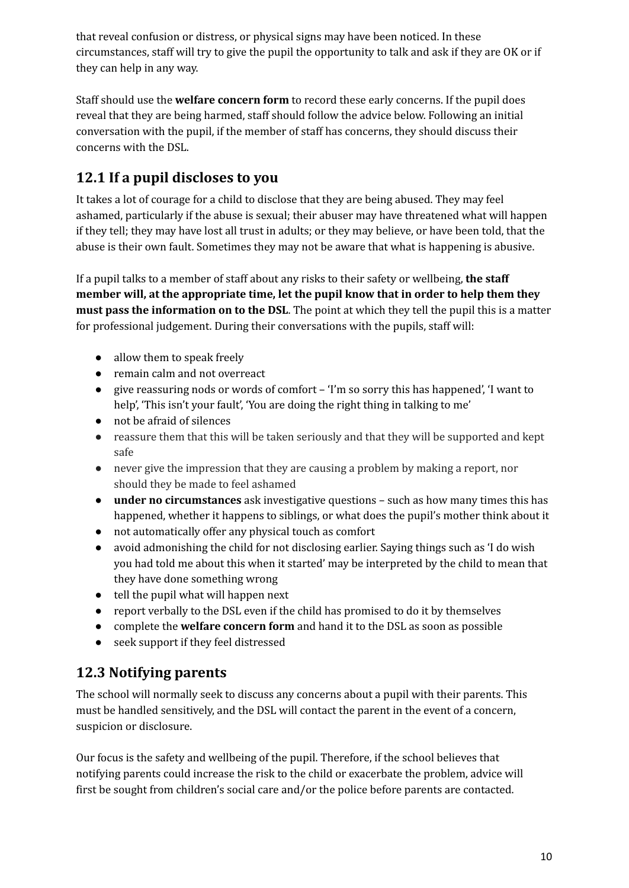that reveal confusion or distress, or physical signs may have been noticed. In these circumstances, staff will try to give the pupil the opportunity to talk and ask if they are OK or if they can help in any way.

Staff should use the **welfare concern form** to record these early concerns. If the pupil does reveal that they are being harmed, staff should follow the advice below. Following an initial conversation with the pupil, if the member of staff has concerns, they should discuss their concerns with the DSL.

## 12.1 If a pupil discloses to you

It takes a lot of courage for a child to disclose that they are being abused. They may feel ashamed, particularly if the abuse is sexual; their abuser may have threatened what will happen if they tell; they may have lost all trust in adults; or they may believe, or have been told, that the abuse is their own fault. Sometimes they may not be aware that what is happening is abusive.

If a pupil talks to a member of staff about any risks to their safety or wellbeing, **the staff member will, at the appropriate time, let the pupil know that in order to help them they must pass the information on to the DSL**. The point at which they tell the pupil this is a matter for professional judgement. During their conversations with the pupils, staff will:

- allow them to speak freely
- remain calm and not overreact
- give reassuring nods or words of comfort – 'I'm so sorry this has happened', 'I want to help', 'This isn't your fault', 'You are doing the right thing in talking to me'
- not be afraid of silences
- reassure them that this will be taken seriously and that they will be supported and kept safe
- never give the impression that they are causing a problem by making a report, nor should they be made to feel ashamed
- **under no circumstances** ask investigative questions – such as how many times this has happened, whether it happens to siblings, or what does the pupil's mother think about it
- not automatically offer any physical touch as comfort
- avoid admonishing the child for not disclosing earlier. Saying things such as 'I do wish you had told me about this when it started' may be interpreted by the child to mean that they have done something wrong
- tell the pupil what will happen next
- report verbally to the DSL even if the child has promised to do it by themselves
- complete the **welfare concern form** and hand it to the DSL as soon as possible
- seek support if they feel distressed

## 12.3 Notifying parents

The school will normally seek to discuss any concerns about a pupil with their parents. This must be handled sensitively, and the DSL will contact the parent in the event of a concern, suspicion or disclosure.

Our focus is the safety and wellbeing of the pupil. Therefore, if the school believes that notifying parents could increase the risk to the child or exacerbate the problem, advice will first be sought from children's social care and/or the police before parents are contacted.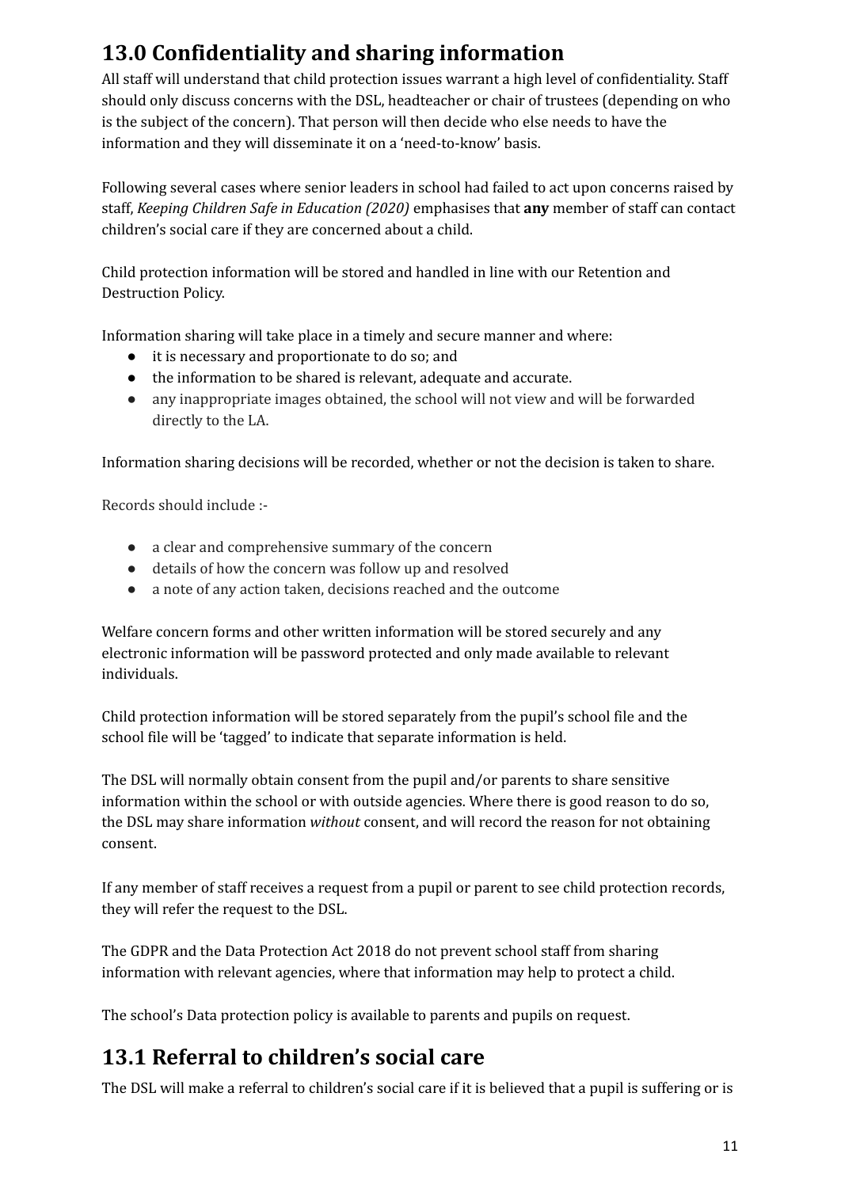## 13.0 Confidentiality and sharing information

All staff will understand that child protection issues warrant a high level of confidentiality. Staff should only discuss concerns with the DSL, headteacher or chair of trustees (depending on who is the subject of the concern). That person will then decide who else needs to have the information and they will disseminate it on a 'need-to-know' basis.

Following several cases where senior leaders in school had failed to act upon concerns raised by staff, *Keeping Children Safe in Education (2020)* emphasises that **any** member of staff can contact children's social care if they are concerned about a child.

Child protection information will be stored and handled in line with our Retention and Destruction Policy.

Information sharing will take place in a timely and secure manner and where:

- it is necessary and proportionate to do so; and
- the information to be shared is relevant, adequate and accurate.
- any inappropriate images obtained, the school will not view and will be forwarded directly to the LA.

Information sharing decisions will be recorded, whether or not the decision is taken to share.

Records should include :-

- a clear and comprehensive summary of the concern
- details of how the concern was follow up and resolved
- a note of any action taken, decisions reached and the outcome

Welfare concern forms and other written information will be stored securely and any electronic information will be password protected and only made available to relevant individuals.

Child protection information will be stored separately from the pupil's school file and the school file will be 'tagged' to indicate that separate information is held.

The DSL will normally obtain consent from the pupil and/or parents to share sensitive information within the school or with outside agencies. Where there is good reason to do so, the DSL may share information *without* consent, and will record the reason for not obtaining consent.

If any member of staff receives a request from a pupil or parent to see child protection records, they will refer the request to the DSL.

The GDPR and the Data Protection Act 2018 do not prevent school staff from sharing information with relevant agencies, where that information may help to protect a child.

The school's Data protection policy is available to parents and pupils on request.

## 13.1 Referral to children's social care

The DSL will make a referral to children's social care if it is believed that a pupil is suffering or is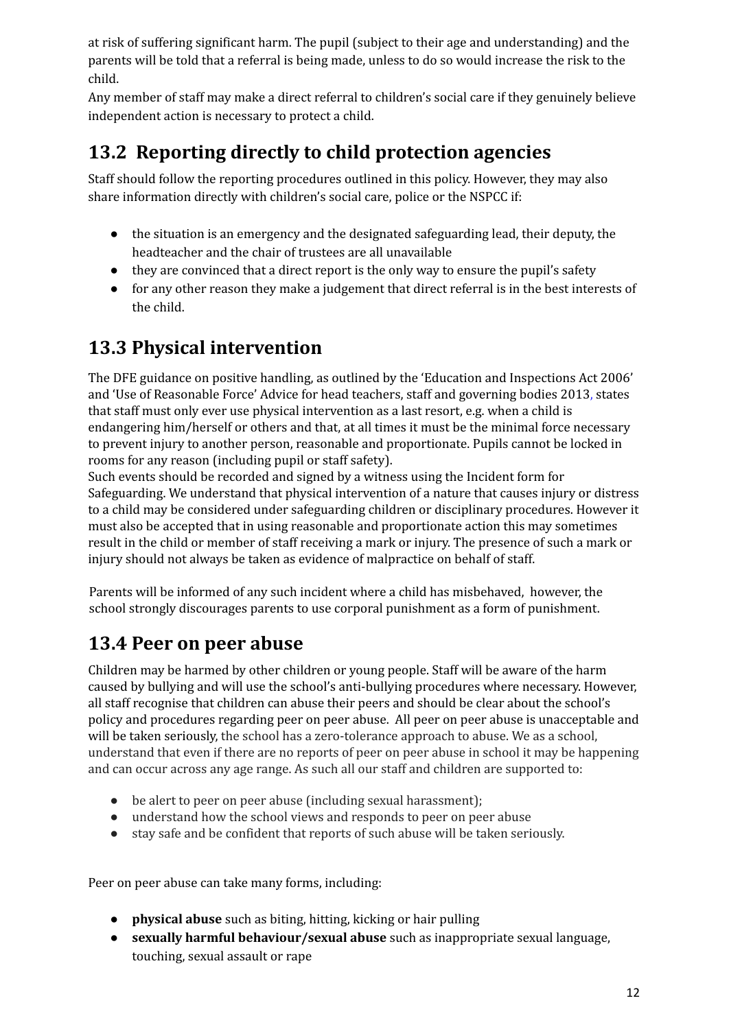at risk of suffering significant harm. The pupil (subject to their age and understanding) and the parents will be told that a referral is being made, unless to do so would increase the risk to the child.
Any member of staff may make a direct referral to children's social care if they genuinely believe independent action is necessary to protect a child.

## 13.2 Reporting directly to child protection agencies

Staff should follow the reporting procedures outlined in this policy. However, they may also share information directly with children's social care, police or the NSPCC if:

- the situation is an emergency and the designated safeguarding lead, their deputy, the headteacher and the chair of trustees are all unavailable
- they are convinced that a direct report is the only way to ensure the pupil's safety
- for any other reason they make a judgement that direct referral is in the best interests of the child.

## 13.3 Physical intervention

The DFE guidance on positive handling, as outlined by the 'Education and Inspections Act 2006' and 'Use of Reasonable Force' Advice for head teachers, staff and governing bodies 2013, states that staff must only ever use physical intervention as a last resort, e.g. when a child is endangering him/herself or others and that, at all times it must be the minimal force necessary to prevent injury to another person, reasonable and proportionate. Pupils cannot be locked in rooms for any reason (including pupil or staff safety).
Such events should be recorded and signed by a witness using the Incident form for Safeguarding. We understand that physical intervention of a nature that causes injury or distress to a child may be considered under safeguarding children or disciplinary procedures. However it must also be accepted that in using reasonable and proportionate action this may sometimes result in the child or member of staff receiving a mark or injury. The presence of such a mark or injury should not always be taken as evidence of malpractice on behalf of staff.

Parents will be informed of any such incident where a child has misbehaved, however, the school strongly discourages parents to use corporal punishment as a form of punishment.

## 13.4 Peer on peer abuse

Children may be harmed by other children or young people. Staff will be aware of the harm caused by bullying and will use the school's anti-bullying procedures where necessary. However, all staff recognise that children can abuse their peers and should be clear about the school's policy and procedures regarding peer on peer abuse. All peer on peer abuse is unacceptable and will be taken seriously, the school has a zero-tolerance approach to abuse. We as a school, understand that even if there are no reports of peer on peer abuse in school it may be happening and can occur across any age range. As such all our staff and children are supported to:

- be alert to peer on peer abuse (including sexual harassment);
- understand how the school views and responds to peer on peer abuse
- stay safe and be confident that reports of such abuse will be taken seriously.

Peer on peer abuse can take many forms, including:

- **physical abuse** such as biting, hitting, kicking or hair pulling
- **sexually harmful behaviour/sexual abuse** such as inappropriate sexual language, touching, sexual assault or rape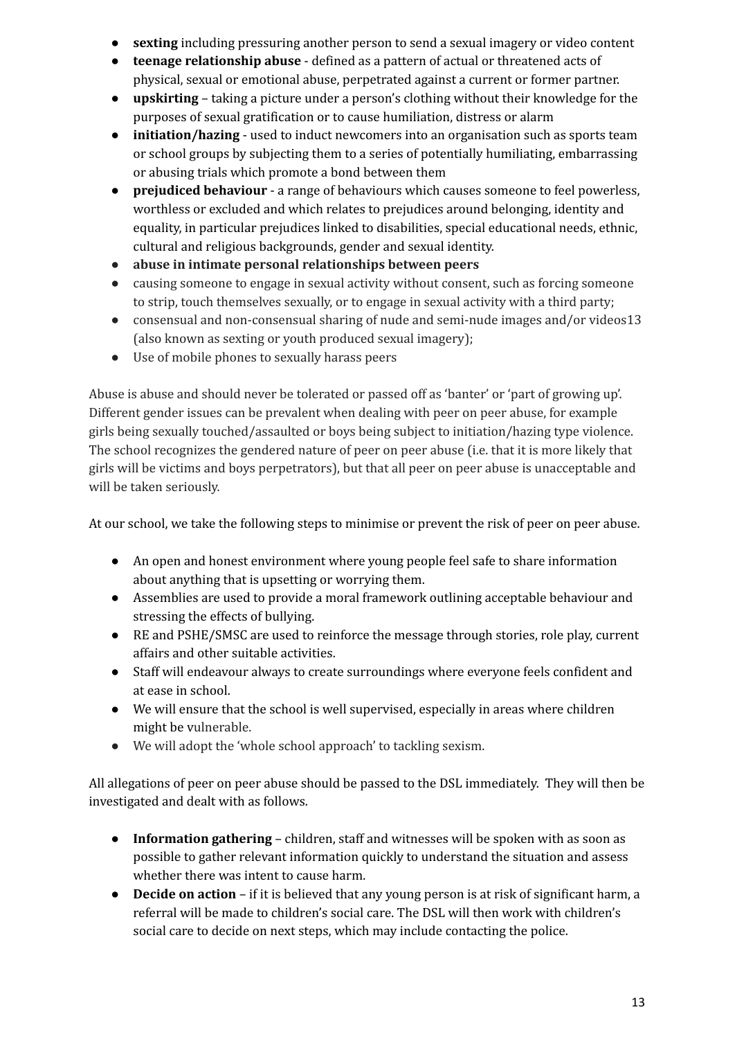- **sexting** including pressuring another person to send a sexual imagery or video content
- **teenage relationship abuse** - defined as a pattern of actual or threatened acts of physical, sexual or emotional abuse, perpetrated against a current or former partner.
- **upskirting** – taking a picture under a person's clothing without their knowledge for the purposes of sexual gratification or to cause humiliation, distress or alarm
- **initiation/hazing** - used to induct newcomers into an organisation such as sports team or school groups by subjecting them to a series of potentially humiliating, embarrassing or abusing trials which promote a bond between them
- **prejudiced behaviour** - a range of behaviours which causes someone to feel powerless, worthless or excluded and which relates to prejudices around belonging, identity and equality, in particular prejudices linked to disabilities, special educational needs, ethnic, cultural and religious backgrounds, gender and sexual identity.
- **abuse in intimate personal relationships between peers**
- causing someone to engage in sexual activity without consent, such as forcing someone to strip, touch themselves sexually, or to engage in sexual activity with a third party;
- consensual and non-consensual sharing of nude and semi-nude images and/or videos13 (also known as sexting or youth produced sexual imagery);
- Use of mobile phones to sexually harass peers

Abuse is abuse and should never be tolerated or passed off as 'banter' or 'part of growing up'. Different gender issues can be prevalent when dealing with peer on peer abuse, for example girls being sexually touched/assaulted or boys being subject to initiation/hazing type violence. The school recognizes the gendered nature of peer on peer abuse (i.e. that it is more likely that girls will be victims and boys perpetrators), but that all peer on peer abuse is unacceptable and will be taken seriously.

At our school, we take the following steps to minimise or prevent the risk of peer on peer abuse.

- An open and honest environment where young people feel safe to share information about anything that is upsetting or worrying them.
- Assemblies are used to provide a moral framework outlining acceptable behaviour and stressing the effects of bullying.
- RE and PSHE/SMSC are used to reinforce the message through stories, role play, current affairs and other suitable activities.
- Staff will endeavour always to create surroundings where everyone feels confident and at ease in school.
- We will ensure that the school is well supervised, especially in areas where children might be vulnerable.
- We will adopt the 'whole school approach' to tackling sexism.

All allegations of peer on peer abuse should be passed to the DSL immediately. They will then be investigated and dealt with as follows.

- **Information gathering** – children, staff and witnesses will be spoken with as soon as possible to gather relevant information quickly to understand the situation and assess whether there was intent to cause harm.
- **Decide on action** – if it is believed that any young person is at risk of significant harm, a referral will be made to children's social care. The DSL will then work with children's social care to decide on next steps, which may include contacting the police.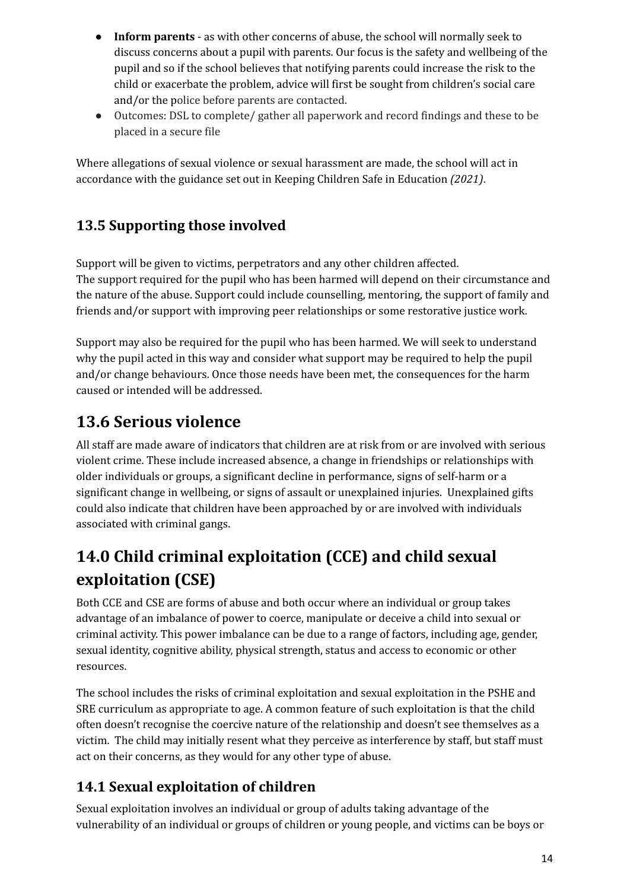- **Inform parents** - as with other concerns of abuse, the school will normally seek to discuss concerns about a pupil with parents. Our focus is the safety and wellbeing of the pupil and so if the school believes that notifying parents could increase the risk to the child or exacerbate the problem, advice will first be sought from children's social care and/or the police before parents are contacted.
- Outcomes: DSL to complete/ gather all paperwork and record findings and these to be placed in a secure file

Where allegations of sexual violence or sexual harassment are made, the school will act in accordance with the guidance set out in Keeping Children Safe in Education *(2021)*.

### 13.5 Supporting those involved

Support will be given to victims, perpetrators and any other children affected.
The support required for the pupil who has been harmed will depend on their circumstance and the nature of the abuse. Support could include counselling, mentoring, the support of family and friends and/or support with improving peer relationships or some restorative justice work.

Support may also be required for the pupil who has been harmed. We will seek to understand why the pupil acted in this way and consider what support may be required to help the pupil and/or change behaviours. Once those needs have been met, the consequences for the harm caused or intended will be addressed.

## 13.6 Serious violence

All staff are made aware of indicators that children are at risk from or are involved with serious violent crime. These include increased absence, a change in friendships or relationships with older individuals or groups, a significant decline in performance, signs of self-harm or a significant change in wellbeing, or signs of assault or unexplained injuries. Unexplained gifts could also indicate that children have been approached by or are involved with individuals associated with criminal gangs.

## 14.0 Child criminal exploitation (CCE) and child sexual exploitation (CSE)

Both CCE and CSE are forms of abuse and both occur where an individual or group takes advantage of an imbalance of power to coerce, manipulate or deceive a child into sexual or criminal activity. This power imbalance can be due to a range of factors, including age, gender, sexual identity, cognitive ability, physical strength, status and access to economic or other resources.

The school includes the risks of criminal exploitation and sexual exploitation in the PSHE and SRE curriculum as appropriate to age. A common feature of such exploitation is that the child often doesn't recognise the coercive nature of the relationship and doesn't see themselves as a victim. The child may initially resent what they perceive as interference by staff, but staff must act on their concerns, as they would for any other type of abuse.

### 14.1 Sexual exploitation of children

Sexual exploitation involves an individual or group of adults taking advantage of the vulnerability of an individual or groups of children or young people, and victims can be boys or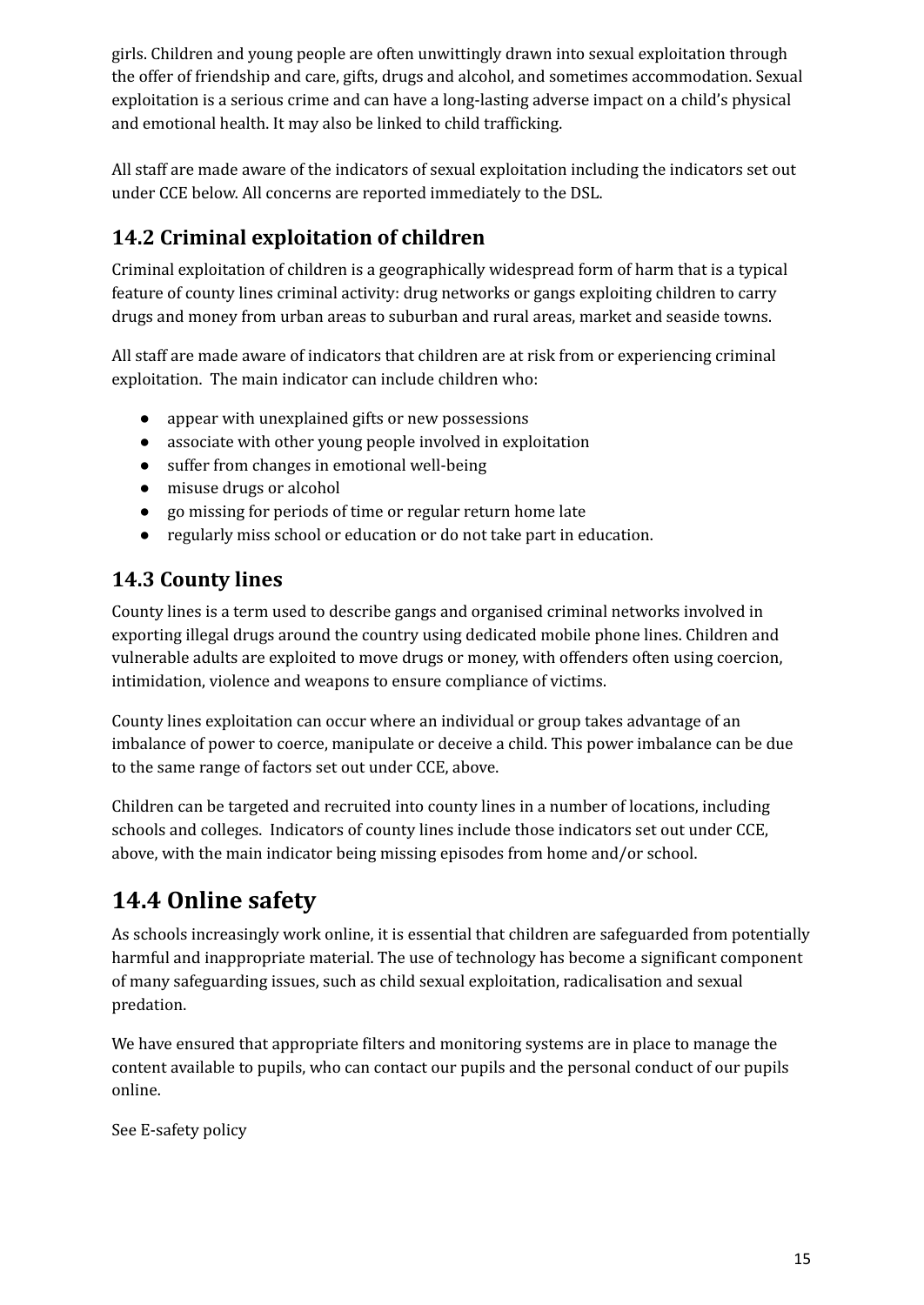girls. Children and young people are often unwittingly drawn into sexual exploitation through the offer of friendship and care, gifts, drugs and alcohol, and sometimes accommodation. Sexual exploitation is a serious crime and can have a long-lasting adverse impact on a child's physical and emotional health. It may also be linked to child trafficking.

All staff are made aware of the indicators of sexual exploitation including the indicators set out under CCE below. All concerns are reported immediately to the DSL.

### 14.2 Criminal exploitation of children

Criminal exploitation of children is a geographically widespread form of harm that is a typical feature of county lines criminal activity: drug networks or gangs exploiting children to carry drugs and money from urban areas to suburban and rural areas, market and seaside towns.

All staff are made aware of indicators that children are at risk from or experiencing criminal exploitation. The main indicator can include children who:

- appear with unexplained gifts or new possessions
- associate with other young people involved in exploitation
- suffer from changes in emotional well-being
- misuse drugs or alcohol
- go missing for periods of time or regular return home late
- regularly miss school or education or do not take part in education.

### 14.3 County lines

County lines is a term used to describe gangs and organised criminal networks involved in exporting illegal drugs around the country using dedicated mobile phone lines. Children and vulnerable adults are exploited to move drugs or money, with offenders often using coercion, intimidation, violence and weapons to ensure compliance of victims.

County lines exploitation can occur where an individual or group takes advantage of an imbalance of power to coerce, manipulate or deceive a child. This power imbalance can be due to the same range of factors set out under CCE, above.

Children can be targeted and recruited into county lines in a number of locations, including schools and colleges. Indicators of county lines include those indicators set out under CCE, above, with the main indicator being missing episodes from home and/or school.

## 14.4 Online safety

As schools increasingly work online, it is essential that children are safeguarded from potentially harmful and inappropriate material. The use of technology has become a significant component of many safeguarding issues, such as child sexual exploitation, radicalisation and sexual predation.

We have ensured that appropriate filters and monitoring systems are in place to manage the content available to pupils, who can contact our pupils and the personal conduct of our pupils online.

See E-safety policy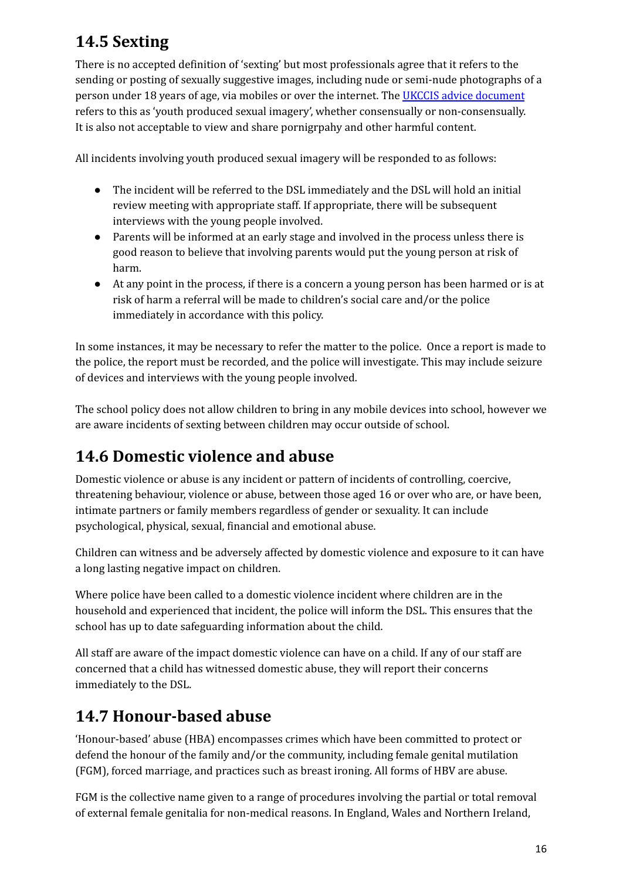## 14.5 Sexting

There is no accepted definition of 'sexting' but most professionals agree that it refers to the sending or posting of sexually suggestive images, including nude or semi-nude photographs of a person under 18 years of age, via mobiles or over the internet. The UKCCIS advice document refers to this as 'youth produced sexual imagery', whether consensually or non-consensually. It is also not acceptable to view and share pornigrpahy and other harmful content.

All incidents involving youth produced sexual imagery will be responded to as follows:

- The incident will be referred to the DSL immediately and the DSL will hold an initial review meeting with appropriate staff. If appropriate, there will be subsequent interviews with the young people involved.
- Parents will be informed at an early stage and involved in the process unless there is good reason to believe that involving parents would put the young person at risk of harm.
- At any point in the process, if there is a concern a young person has been harmed or is at risk of harm a referral will be made to children's social care and/or the police immediately in accordance with this policy.

In some instances, it may be necessary to refer the matter to the police. Once a report is made to the police, the report must be recorded, and the police will investigate. This may include seizure of devices and interviews with the young people involved.

The school policy does not allow children to bring in any mobile devices into school, however we are aware incidents of sexting between children may occur outside of school.

## 14.6 Domestic violence and abuse

Domestic violence or abuse is any incident or pattern of incidents of controlling, coercive, threatening behaviour, violence or abuse, between those aged 16 or over who are, or have been, intimate partners or family members regardless of gender or sexuality. It can include psychological, physical, sexual, financial and emotional abuse.

Children can witness and be adversely affected by domestic violence and exposure to it can have a long lasting negative impact on children.

Where police have been called to a domestic violence incident where children are in the household and experienced that incident, the police will inform the DSL. This ensures that the school has up to date safeguarding information about the child.

All staff are aware of the impact domestic violence can have on a child. If any of our staff are concerned that a child has witnessed domestic abuse, they will report their concerns immediately to the DSL.

## 14.7 Honour-based abuse

'Honour-based' abuse (HBA) encompasses crimes which have been committed to protect or defend the honour of the family and/or the community, including female genital mutilation (FGM), forced marriage, and practices such as breast ironing. All forms of HBV are abuse.

FGM is the collective name given to a range of procedures involving the partial or total removal of external female genitalia for non-medical reasons. In England, Wales and Northern Ireland,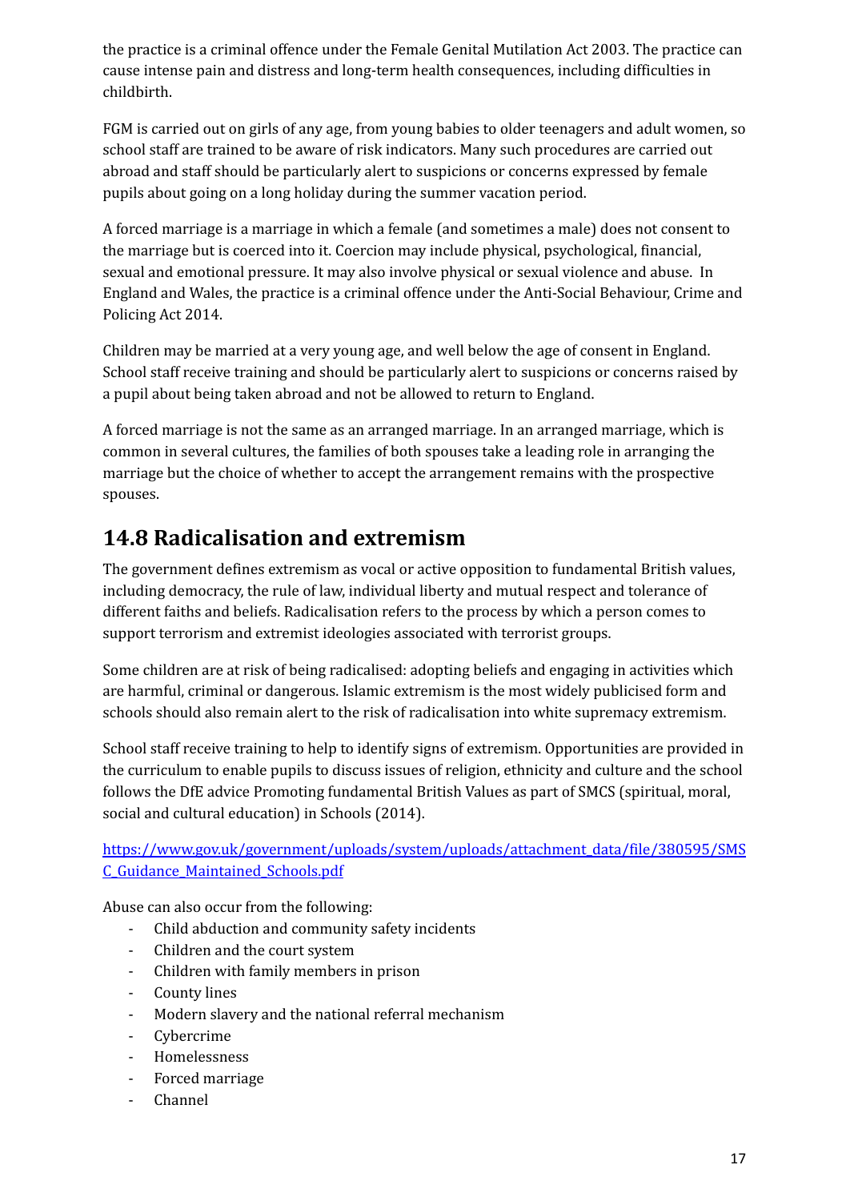the practice is a criminal offence under the Female Genital Mutilation Act 2003. The practice can cause intense pain and distress and long-term health consequences, including difficulties in childbirth.

FGM is carried out on girls of any age, from young babies to older teenagers and adult women, so school staff are trained to be aware of risk indicators. Many such procedures are carried out abroad and staff should be particularly alert to suspicions or concerns expressed by female pupils about going on a long holiday during the summer vacation period.

A forced marriage is a marriage in which a female (and sometimes a male) does not consent to the marriage but is coerced into it. Coercion may include physical, psychological, financial, sexual and emotional pressure. It may also involve physical or sexual violence and abuse. In England and Wales, the practice is a criminal offence under the Anti-Social Behaviour, Crime and Policing Act 2014.

Children may be married at a very young age, and well below the age of consent in England. School staff receive training and should be particularly alert to suspicions or concerns raised by a pupil about being taken abroad and not be allowed to return to England.

A forced marriage is not the same as an arranged marriage. In an arranged marriage, which is common in several cultures, the families of both spouses take a leading role in arranging the marriage but the choice of whether to accept the arrangement remains with the prospective spouses.

## 14.8 Radicalisation and extremism

The government defines extremism as vocal or active opposition to fundamental British values, including democracy, the rule of law, individual liberty and mutual respect and tolerance of different faiths and beliefs. Radicalisation refers to the process by which a person comes to support terrorism and extremist ideologies associated with terrorist groups.

Some children are at risk of being radicalised: adopting beliefs and engaging in activities which are harmful, criminal or dangerous. Islamic extremism is the most widely publicised form and schools should also remain alert to the risk of radicalisation into white supremacy extremism.

School staff receive training to help to identify signs of extremism. Opportunities are provided in the curriculum to enable pupils to discuss issues of religion, ethnicity and culture and the school follows the DfE advice Promoting fundamental British Values as part of SMCS (spiritual, moral, social and cultural education) in Schools (2014).

https://www.gov.uk/government/uploads/system/uploads/attachment_data/file/380595/SMSC_Guidance_Maintained_Schools.pdf

Abuse can also occur from the following:

- Child abduction and community safety incidents
- Children and the court system
- Children with family members in prison
- County lines
- Modern slavery and the national referral mechanism
- Cybercrime
- Homelessness
- Forced marriage
- Channel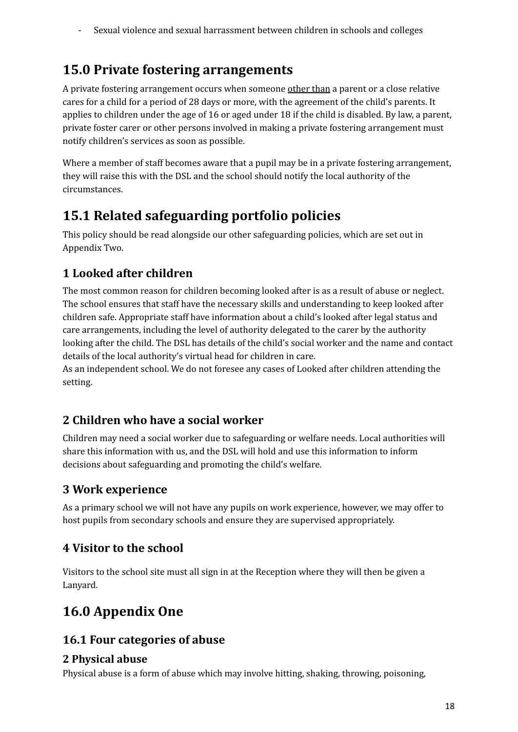- Sexual violence and sexual harrassment between children in schools and colleges

## 15.0 Private fostering arrangements

A private fostering arrangement occurs when someone other than a parent or a close relative cares for a child for a period of 28 days or more, with the agreement of the child's parents. It applies to children under the age of 16 or aged under 18 if the child is disabled. By law, a parent, private foster carer or other persons involved in making a private fostering arrangement must notify children's services as soon as possible.

Where a member of staff becomes aware that a pupil may be in a private fostering arrangement, they will raise this with the DSL and the school should notify the local authority of the circumstances.

## 15.1 Related safeguarding portfolio policies

This policy should be read alongside our other safeguarding policies, which are set out in Appendix Two.

### 1 Looked after children

The most common reason for children becoming looked after is as a result of abuse or neglect. The school ensures that staff have the necessary skills and understanding to keep looked after children safe. Appropriate staff have information about a child's looked after legal status and care arrangements, including the level of authority delegated to the carer by the authority looking after the child. The DSL has details of the child's social worker and the name and contact details of the local authority's virtual head for children in care.
As an independent school. We do not foresee any cases of Looked after children attending the setting.

### 2 Children who have a social worker

Children may need a social worker due to safeguarding or welfare needs. Local authorities will share this information with us, and the DSL will hold and use this information to inform decisions about safeguarding and promoting the child's welfare.

### 3 Work experience

As a primary school we will not have any pupils on work experience, however, we may offer to host pupils from secondary schools and ensure they are supervised appropriately.

### 4 Visitor to the school

Visitors to the school site must all sign in at the Reception where they will then be given a Lanyard.

## 16.0 Appendix One

### 16.1 Four categories of abuse

### 2 Physical abuse

Physical abuse is a form of abuse which may involve hitting, shaking, throwing, poisoning,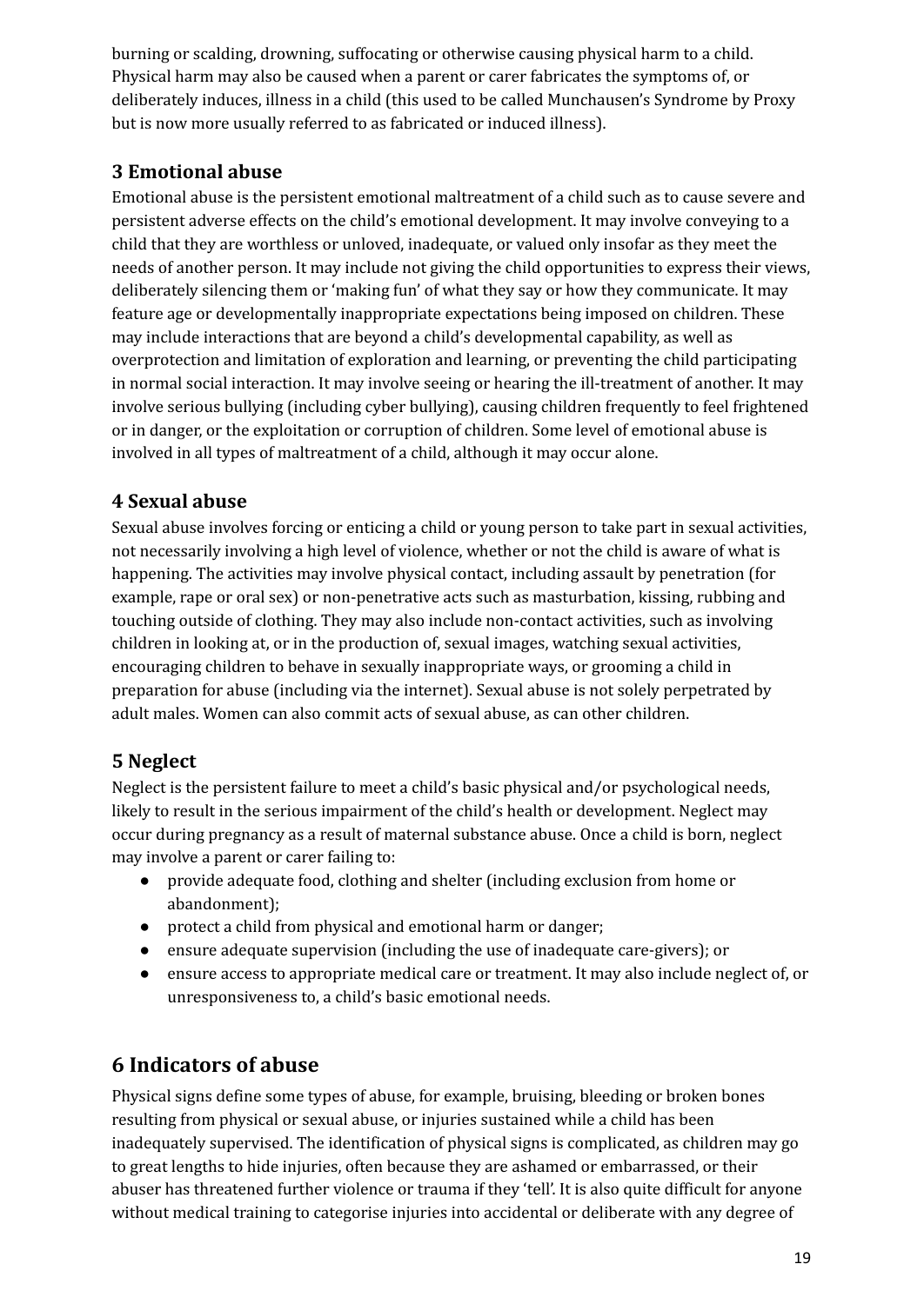burning or scalding, drowning, suffocating or otherwise causing physical harm to a child. Physical harm may also be caused when a parent or carer fabricates the symptoms of, or deliberately induces, illness in a child (this used to be called Munchausen's Syndrome by Proxy but is now more usually referred to as fabricated or induced illness).

### 3 Emotional abuse

Emotional abuse is the persistent emotional maltreatment of a child such as to cause severe and persistent adverse effects on the child's emotional development. It may involve conveying to a child that they are worthless or unloved, inadequate, or valued only insofar as they meet the needs of another person. It may include not giving the child opportunities to express their views, deliberately silencing them or 'making fun' of what they say or how they communicate. It may feature age or developmentally inappropriate expectations being imposed on children. These may include interactions that are beyond a child's developmental capability, as well as overprotection and limitation of exploration and learning, or preventing the child participating in normal social interaction. It may involve seeing or hearing the ill-treatment of another. It may involve serious bullying (including cyber bullying), causing children frequently to feel frightened or in danger, or the exploitation or corruption of children. Some level of emotional abuse is involved in all types of maltreatment of a child, although it may occur alone.

### 4 Sexual abuse

Sexual abuse involves forcing or enticing a child or young person to take part in sexual activities, not necessarily involving a high level of violence, whether or not the child is aware of what is happening. The activities may involve physical contact, including assault by penetration (for example, rape or oral sex) or non-penetrative acts such as masturbation, kissing, rubbing and touching outside of clothing. They may also include non-contact activities, such as involving children in looking at, or in the production of, sexual images, watching sexual activities, encouraging children to behave in sexually inappropriate ways, or grooming a child in preparation for abuse (including via the internet). Sexual abuse is not solely perpetrated by adult males. Women can also commit acts of sexual abuse, as can other children.

### 5 Neglect

Neglect is the persistent failure to meet a child's basic physical and/or psychological needs, likely to result in the serious impairment of the child's health or development. Neglect may occur during pregnancy as a result of maternal substance abuse. Once a child is born, neglect may involve a parent or carer failing to:

- provide adequate food, clothing and shelter (including exclusion from home or abandonment);
- protect a child from physical and emotional harm or danger;
- ensure adequate supervision (including the use of inadequate care-givers); or
- ensure access to appropriate medical care or treatment. It may also include neglect of, or unresponsiveness to, a child's basic emotional needs.

## 6 Indicators of abuse

Physical signs define some types of abuse, for example, bruising, bleeding or broken bones resulting from physical or sexual abuse, or injuries sustained while a child has been inadequately supervised. The identification of physical signs is complicated, as children may go to great lengths to hide injuries, often because they are ashamed or embarrassed, or their abuser has threatened further violence or trauma if they 'tell'. It is also quite difficult for anyone without medical training to categorise injuries into accidental or deliberate with any degree of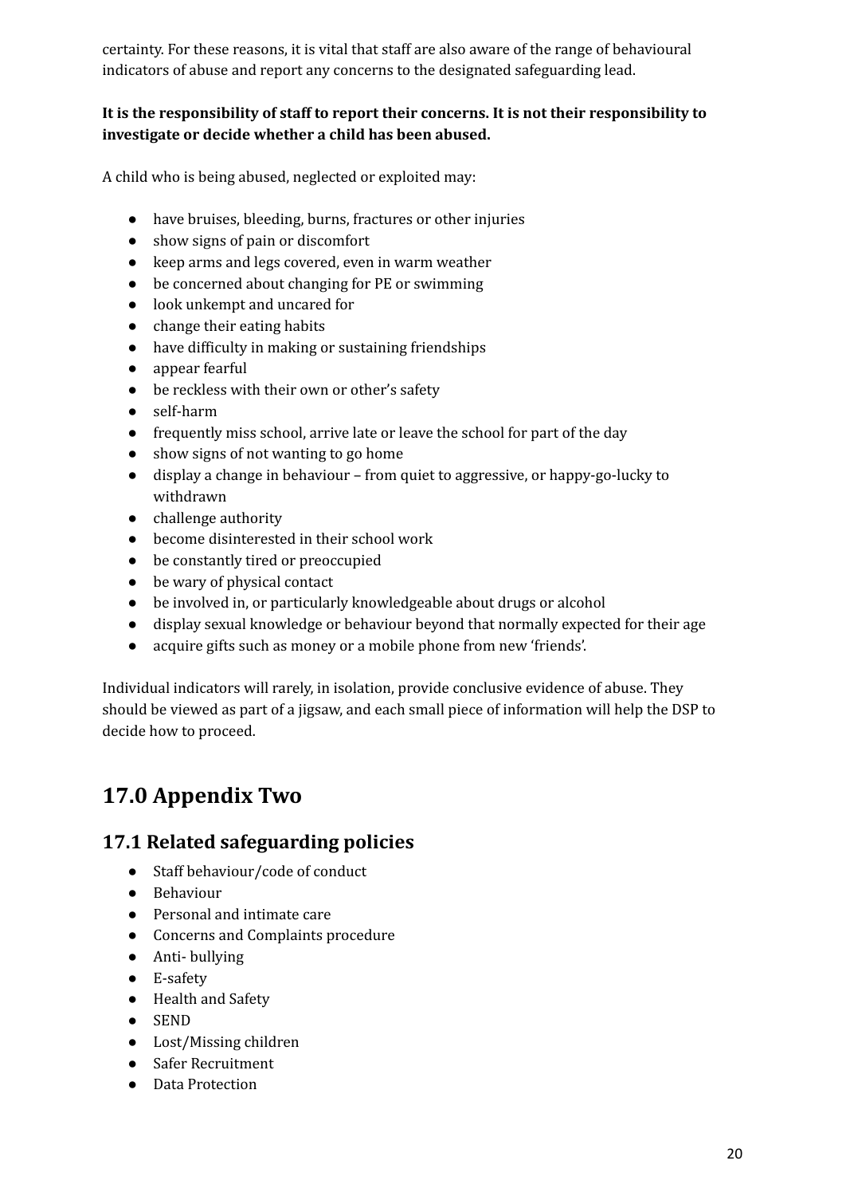certainty. For these reasons, it is vital that staff are also aware of the range of behavioural indicators of abuse and report any concerns to the designated safeguarding lead.

**It is the responsibility of staff to report their concerns. It is not their responsibility to investigate or decide whether a child has been abused.**

A child who is being abused, neglected or exploited may:

- have bruises, bleeding, burns, fractures or other injuries
- show signs of pain or discomfort
- keep arms and legs covered, even in warm weather
- be concerned about changing for PE or swimming
- look unkempt and uncared for
- change their eating habits
- have difficulty in making or sustaining friendships
- appear fearful
- be reckless with their own or other's safety
- self-harm
- frequently miss school, arrive late or leave the school for part of the day
- show signs of not wanting to go home
- display a change in behaviour – from quiet to aggressive, or happy-go-lucky to withdrawn
- challenge authority
- become disinterested in their school work
- be constantly tired or preoccupied
- be wary of physical contact
- be involved in, or particularly knowledgeable about drugs or alcohol
- display sexual knowledge or behaviour beyond that normally expected for their age
- acquire gifts such as money or a mobile phone from new 'friends'.

Individual indicators will rarely, in isolation, provide conclusive evidence of abuse. They should be viewed as part of a jigsaw, and each small piece of information will help the DSP to decide how to proceed.

# 17.0 Appendix Two

## 17.1 Related safeguarding policies

- Staff behaviour/code of conduct
- Behaviour
- Personal and intimate care
- Concerns and Complaints procedure
- Anti- bullying
- E-safety
- Health and Safety
- SEND
- Lost/Missing children
- Safer Recruitment
- Data Protection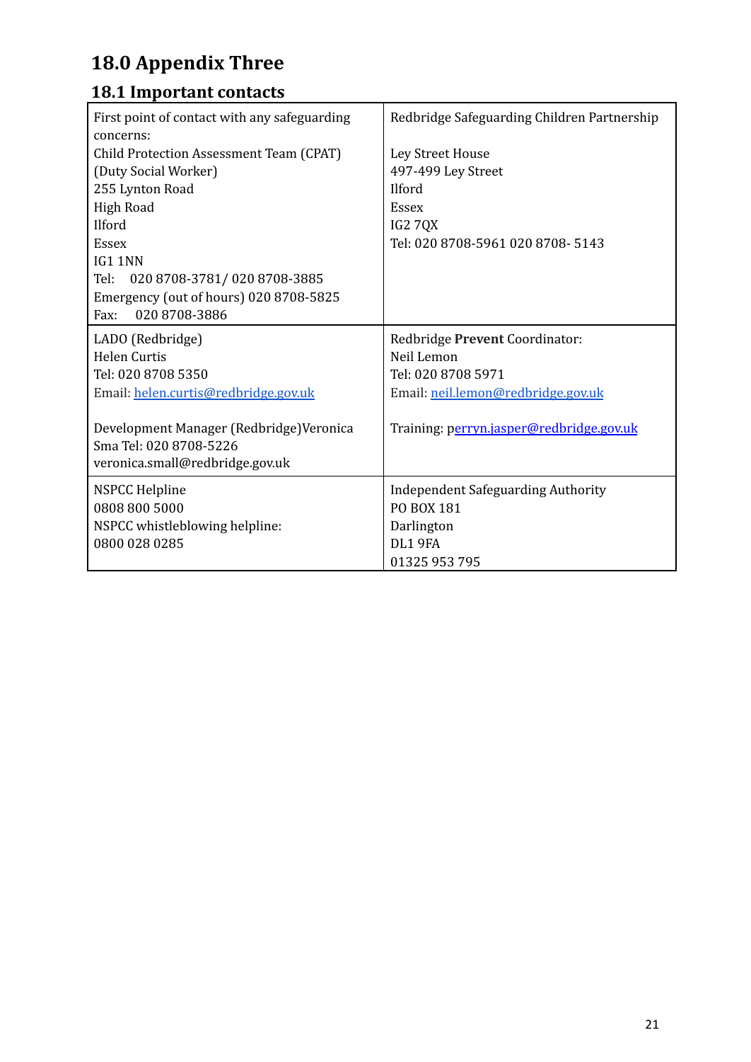# 18.0 Appendix Three

## 18.1 Important contacts

| | |
|---|---|
| First point of contact with any safeguarding concerns:<br>Child Protection Assessment Team (CPAT)<br>(Duty Social Worker)<br>255 Lynton Road<br>High Road<br>Ilford<br>Essex<br>IG1 1NN<br>Tel: 020 8708-3781/ 020 8708-3885<br>Emergency (out of hours) 020 8708-5825<br>Fax: 020 8708-3886 | Redbridge Safeguarding Children Partnership<br><br>Ley Street House<br>497-499 Ley Street<br>Ilford<br>Essex<br>IG2 7QX<br>Tel: 020 8708-5961 020 8708- 5143 |
| LADO (Redbridge)<br>Helen Curtis<br>Tel: 020 8708 5350<br>Email: helen.curtis@redbridge.gov.uk<br><br>Development Manager (Redbridge)Veronica Sma Tel: 020 8708-5226<br>veronica.small@redbridge.gov.uk | Redbridge **Prevent** Coordinator:<br>Neil Lemon<br>Tel: 020 8708 5971<br>Email: neil.lemon@redbridge.gov.uk<br><br>Training: perryn.jasper@redbridge.gov.uk |
| NSPCC Helpline<br>0808 800 5000<br>NSPCC whistleblowing helpline:<br>0800 028 0285 | Independent Safeguarding Authority<br>PO BOX 181<br>Darlington<br>DL1 9FA<br>01325 953 795 |